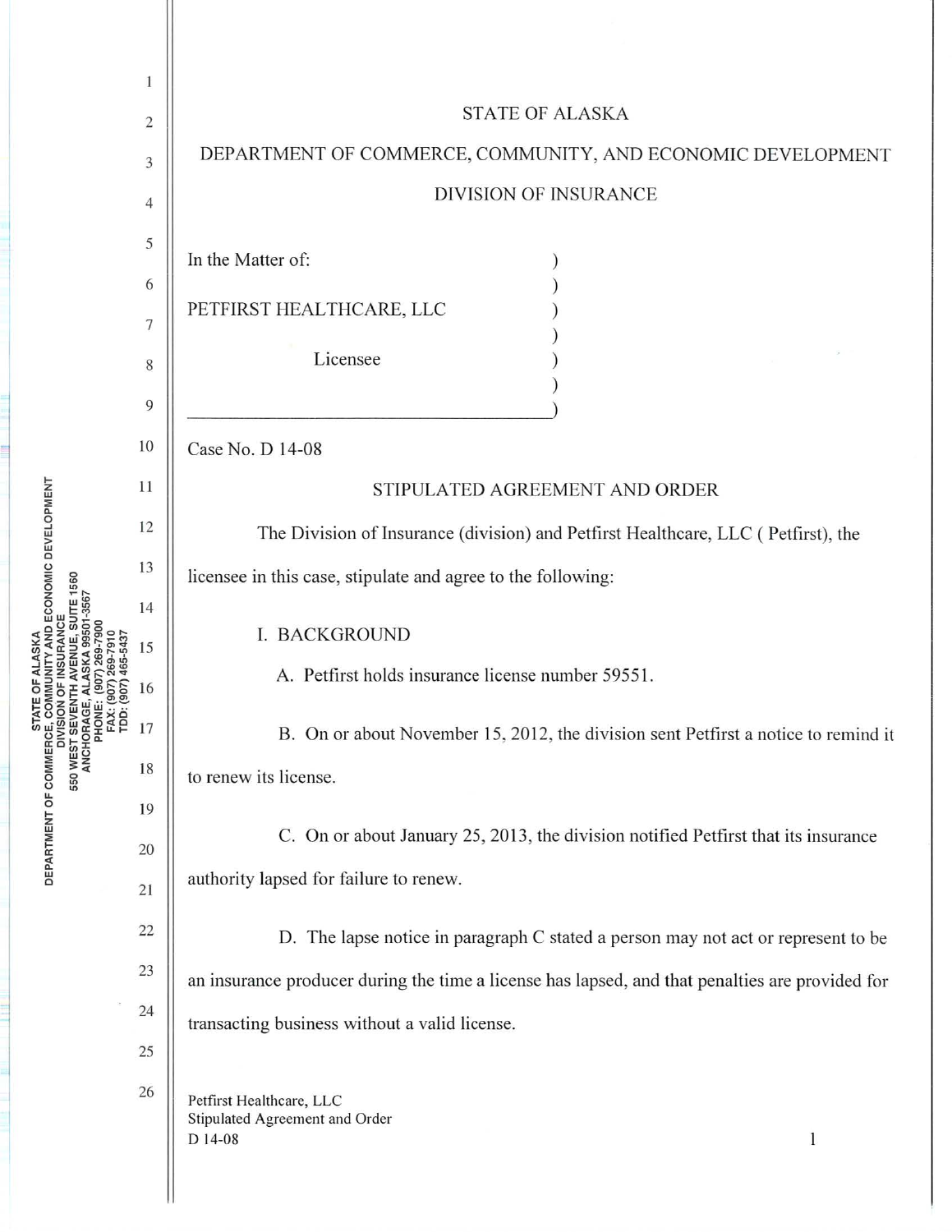# STATE OF ALASKA

## DEPARTMENT OF COMMERCE, COMMUNITY, AND ECONOMIC DEVELOPMENT

## DIVISION OF INSURANCE

In the Matter of:

PETFIRST HEALTHCARE, LLC

Licensee

Case No. D 14-08

### STIPULATED AGREEMENT AND ORDER

The Division of Insurance (division) and Petfirst Healthcare, LLC ( Petfirst), the licensee in this case, stipulate and agree to the following:

I. BACKGROUND

A. Petfirst holds insurance license number 59551.

B. On or about November 15, 2012, the division sent Petfirst a notice to remind it to renew its license.

C. On or about January 25, 2013, the division notified Petfirst that its insurance authority lapsed for failure to renew.

D. The lapse notice in paragraph C stated a person may not act or represent to be an insurance producer during the time a license has lapsed, and that penalties are provided for transacting business without a valid license.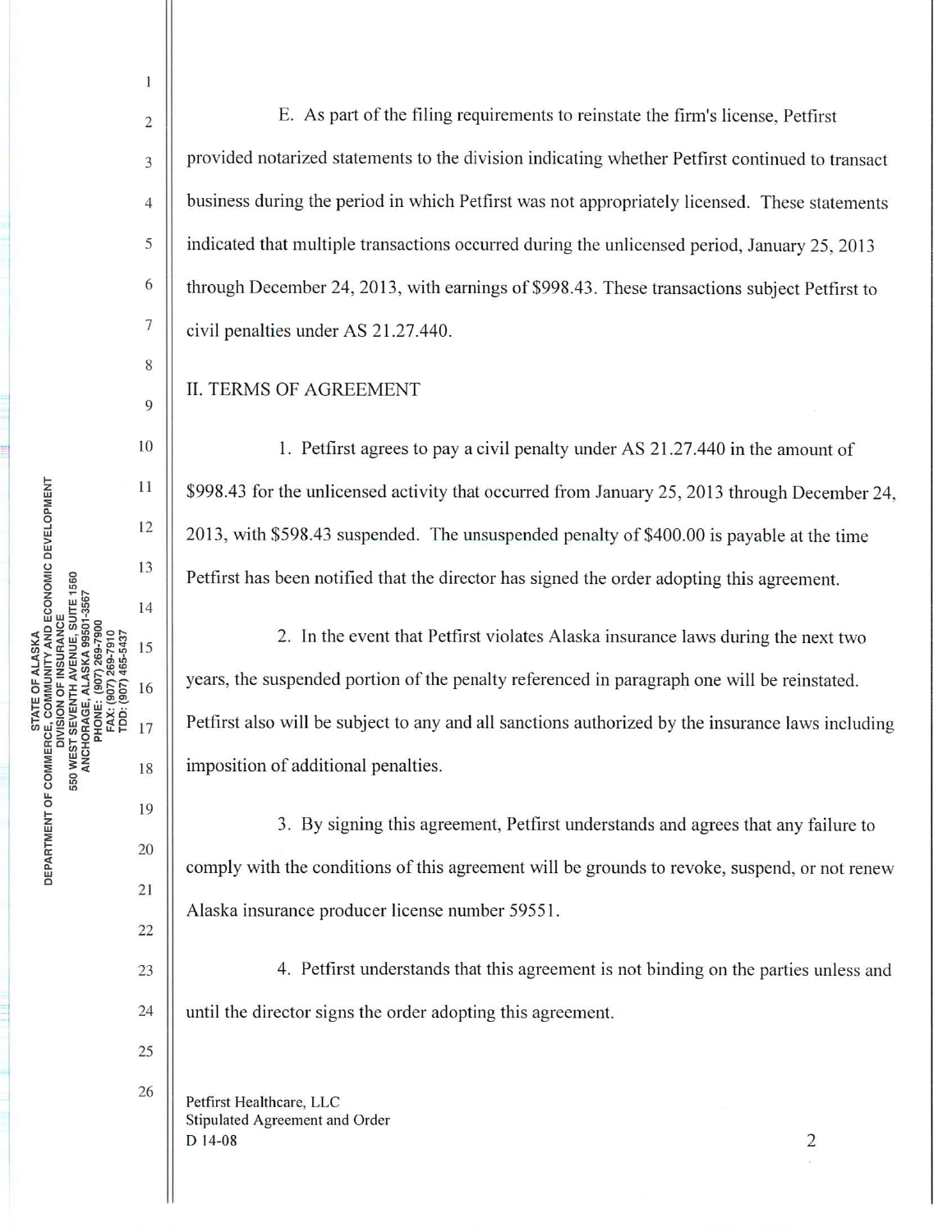E. As part of the filing requirements to reinstate the firm's license, Petfirst provided notarized statements to the division indicating whether Petfirst continued to transact business during the period in which Petfirst was not appropriately licensed. These statements indicated that multiple transactions occurred during the unlicensed period, January 25, 2013 through December 24, 2013, with earnings of $998.43. These transactions subject Petfirst to civil penalties under AS 21.27.440.

## II. TERMS OF AGREEMENT

1. Petfirst agrees to pay a civil penalty under AS 21.27.440 in the amount of $998.43 for the unlicensed activity that occurred from January 25, 2013 through December 24, 2013, with $598.43 suspended. The unsuspended penalty of $400.00 is payable at the time Petfirst has been notified that the director has signed the order adopting this agreement.

2. In the event that Petfirst violates Alaska insurance laws during the next two years, the suspended portion of the penalty referenced in paragraph one will be reinstated. Petfirst also will be subject to any and all sanctions authorized by the insurance laws including imposition of additional penalties.

3. By signing this agreement, Petfirst understands and agrees that any failure to comply with the conditions of this agreement will be grounds to revoke, suspend, or not renew Alaska insurance producer license number 59551.

4. Petfirst understands that this agreement is not binding on the parties unless and until the director signs the order adopting this agreement.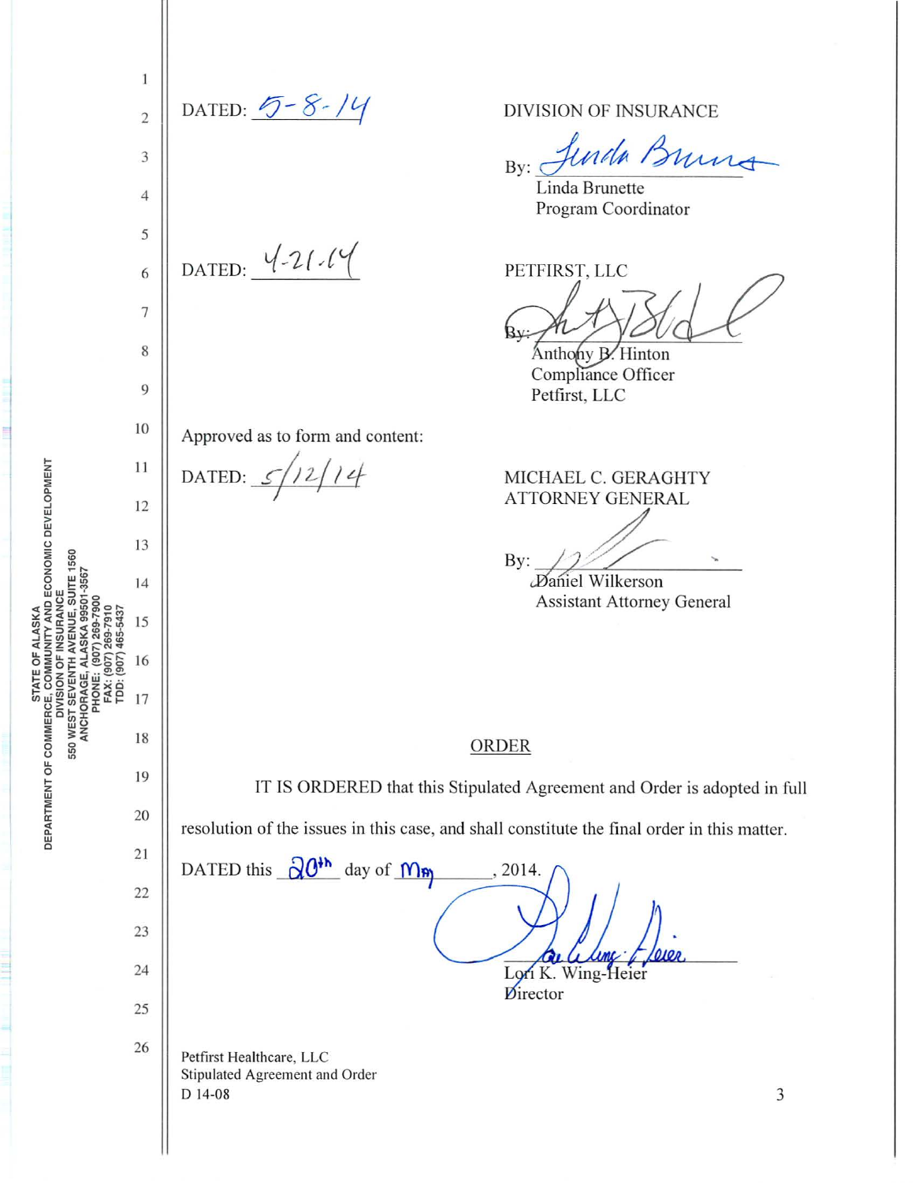DATED: 5-8-14

DIVISION OF INSURANCE

By: Linda Brunette
Linda Brunette
Program Coordinator

DATED: 4-21-14

PETFIRST, LLC

By: Anthony B. Hinton
Anthony B. Hinton
Compliance Officer
Petfirst, LLC

Approved as to form and content:

DATED: 5/12/14

MICHAEL C. GERAGHTY
ATTORNEY GENERAL

By: Daniel Wilkerson
Daniel Wilkerson
Assistant Attorney General

ORDER

IT IS ORDERED that this Stipulated Agreement and Order is adopted in full resolution of the issues in this case, and shall constitute the final order in this matter.

DATED this 20th day of May, 2014.

Lori K. Wing-Heier
Lori K. Wing-Heier
Director

STATE OF ALASKA
DEPARTMENT OF COMMERCE, COMMUNITY AND ECONOMIC DEVELOPMENT
DIVISION OF INSURANCE
550 WEST SEVENTH AVENUE, SUITE 1560
ANCHORAGE, ALASKA 99501-3567
PHONE: (907) 269-7900
FAX: (907) 269-7910
TDD: (907) 465-5437

Petfirst Healthcare, LLC
Stipulated Agreement and Order
D 14-08